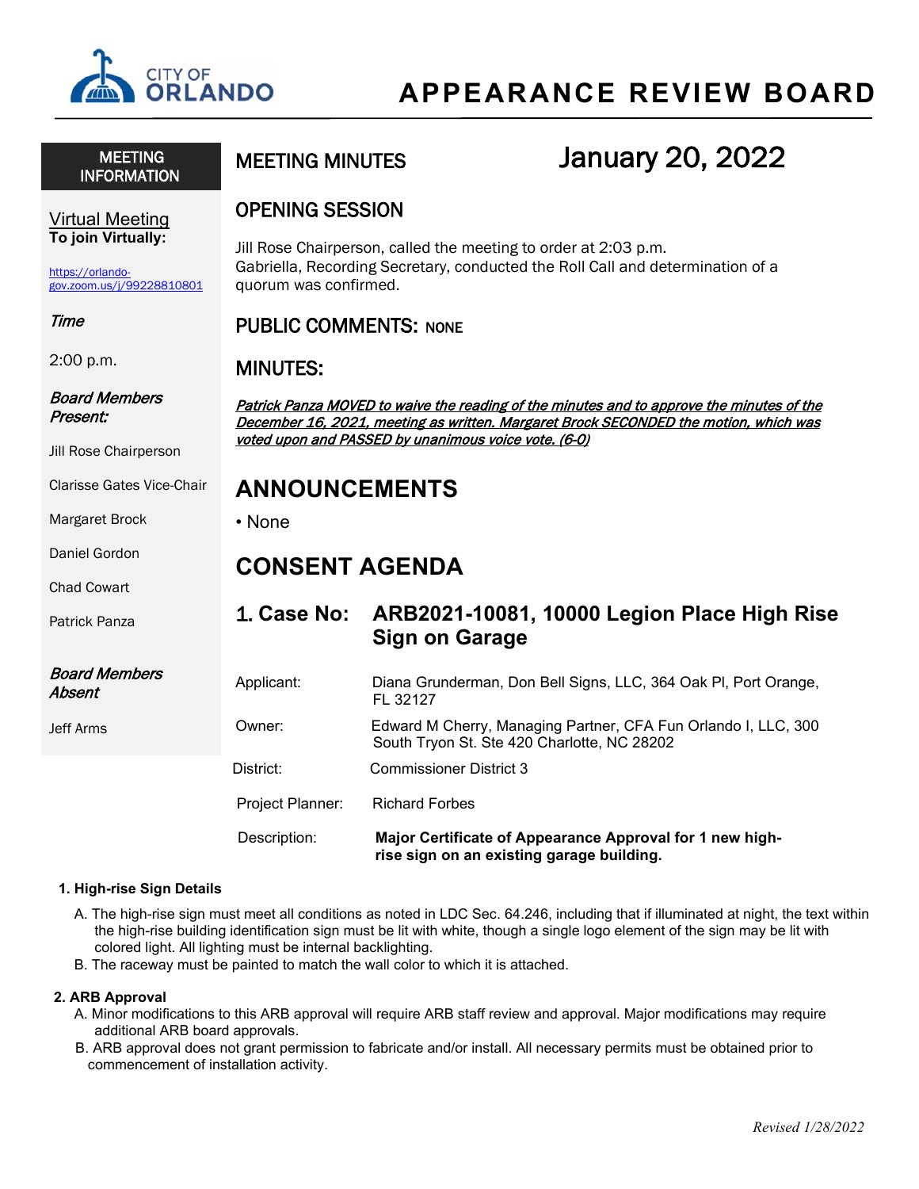CITY OF ORLANDO

# APPEARANCE REVIEW BOARD

**MEETING INFORMATION**

Virtual Meeting
**To join Virtually:**

https://orlando-gov.zoom.us/j/99228810801

*Time*

2:00 p.m.

***Board Members Present:***

Jill Rose Chairperson

Clarisse Gates Vice-Chair

Margaret Brock

Daniel Gordon

Chad Cowart

Patrick Panza

***Board Members Absent***

Jeff Arms

## MEETING MINUTES January 20, 2022

## OPENING SESSION

Jill Rose Chairperson, called the meeting to order at 2:03 p.m.
Gabriella, Recording Secretary, conducted the Roll Call and determination of a quorum was confirmed.

## PUBLIC COMMENTS: NONE

## MINUTES:

***Patrick Panza MOVED to waive the reading of the minutes and to approve the minutes of the December 16, 2021, meeting as written. Margaret Brock SECONDED the motion, which was voted upon and PASSED by unanimous voice vote. (6-0)***

## ANNOUNCEMENTS

- None

## CONSENT AGENDA

### 1. Case No: ARB2021-10081, 10000 Legion Place High Rise Sign on Garage

| | |
|---|---|
| Applicant: | Diana Grunderman, Don Bell Signs, LLC, 364 Oak Pl, Port Orange, FL 32127 |
| Owner: | Edward M Cherry, Managing Partner, CFA Fun Orlando I, LLC, 300 South Tryon St. Ste 420 Charlotte, NC 28202 |
| District: | Commissioner District 3 |
| Project Planner: | Richard Forbes |
| Description: | **Major Certificate of Appearance Approval for 1 new high-rise sign on an existing garage building.** |

**1. High-rise Sign Details**

A. The high-rise sign must meet all conditions as noted in LDC Sec. 64.246, including that if illuminated at night, the text within the high-rise building identification sign must be lit with white, though a single logo element of the sign may be lit with colored light. All lighting must be internal backlighting.

B. The raceway must be painted to match the wall color to which it is attached.

**2. ARB Approval**

A. Minor modifications to this ARB approval will require ARB staff review and approval. Major modifications may require additional ARB board approvals.

B. ARB approval does not grant permission to fabricate and/or install. All necessary permits must be obtained prior to commencement of installation activity.

*Revised 1/28/2022*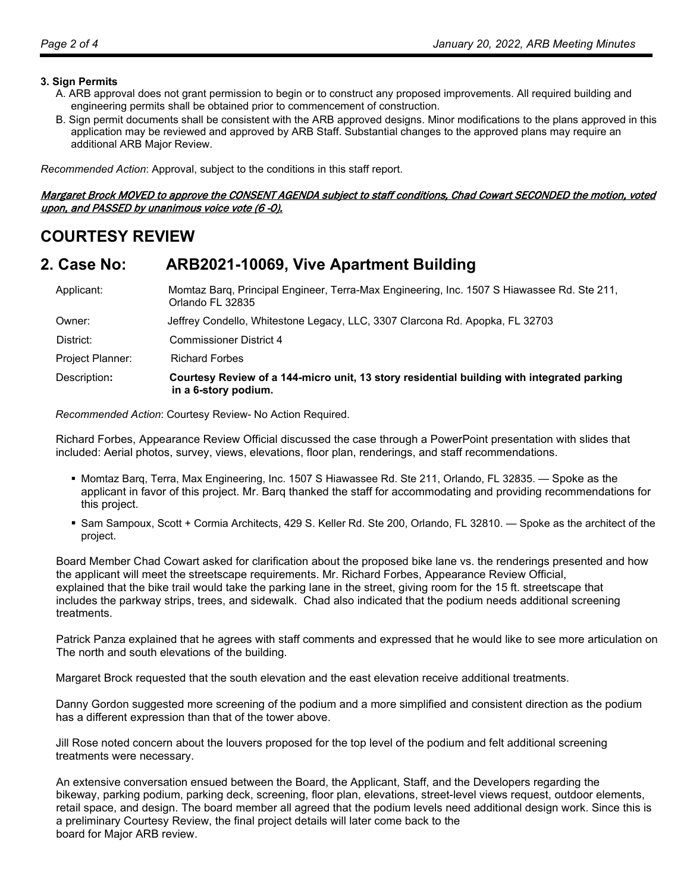**3. Sign Permits**

A. ARB approval does not grant permission to begin or to construct any proposed improvements. All required building and engineering permits shall be obtained prior to commencement of construction.

B. Sign permit documents shall be consistent with the ARB approved designs. Minor modifications to the plans approved in this application may be reviewed and approved by ARB Staff. Substantial changes to the approved plans may require an additional ARB Major Review.

*Recommended Action*: Approval, subject to the conditions in this staff report.

***Margaret Brock MOVED to approve the CONSENT AGENDA subject to staff conditions, Chad Cowart SECONDED the motion, voted upon, and PASSED by unanimous voice vote (6 -0).***

## COURTESY REVIEW

## 2. Case No: ARB2021-10069, Vive Apartment Building

| | |
|---|---|
| Applicant: | Momtaz Barq, Principal Engineer, Terra-Max Engineering, Inc. 1507 S Hiawassee Rd. Ste 211, Orlando FL 32835 |
| Owner: | Jeffrey Condello, Whitestone Legacy, LLC, 3307 Clarcona Rd. Apopka, FL 32703 |
| District: | Commissioner District 4 |
| Project Planner: | Richard Forbes |
| Description: | **Courtesy Review of a 144-micro unit, 13 story residential building with integrated parking in a 6-story podium.** |

*Recommended Action*: Courtesy Review- No Action Required.

Richard Forbes, Appearance Review Official discussed the case through a PowerPoint presentation with slides that included: Aerial photos, survey, views, elevations, floor plan, renderings, and staff recommendations.

- Momtaz Barq, Terra, Max Engineering, Inc. 1507 S Hiawassee Rd. Ste 211, Orlando, FL 32835. — Spoke as the applicant in favor of this project. Mr. Barq thanked the staff for accommodating and providing recommendations for this project.
- Sam Sampoux, Scott + Cormia Architects, 429 S. Keller Rd. Ste 200, Orlando, FL 32810. — Spoke as the architect of the project.

Board Member Chad Cowart asked for clarification about the proposed bike lane vs. the renderings presented and how the applicant will meet the streetscape requirements. Mr. Richard Forbes, Appearance Review Official, explained that the bike trail would take the parking lane in the street, giving room for the 15 ft. streetscape that includes the parkway strips, trees, and sidewalk. Chad also indicated that the podium needs additional screening treatments.

Patrick Panza explained that he agrees with staff comments and expressed that he would like to see more articulation on The north and south elevations of the building.

Margaret Brock requested that the south elevation and the east elevation receive additional treatments.

Danny Gordon suggested more screening of the podium and a more simplified and consistent direction as the podium has a different expression than that of the tower above.

Jill Rose noted concern about the louvers proposed for the top level of the podium and felt additional screening treatments were necessary.

An extensive conversation ensued between the Board, the Applicant, Staff, and the Developers regarding the bikeway, parking podium, parking deck, screening, floor plan, elevations, street-level views request, outdoor elements, retail space, and design. The board member all agreed that the podium levels need additional design work. Since this is a preliminary Courtesy Review, the final project details will later come back to the board for Major ARB review.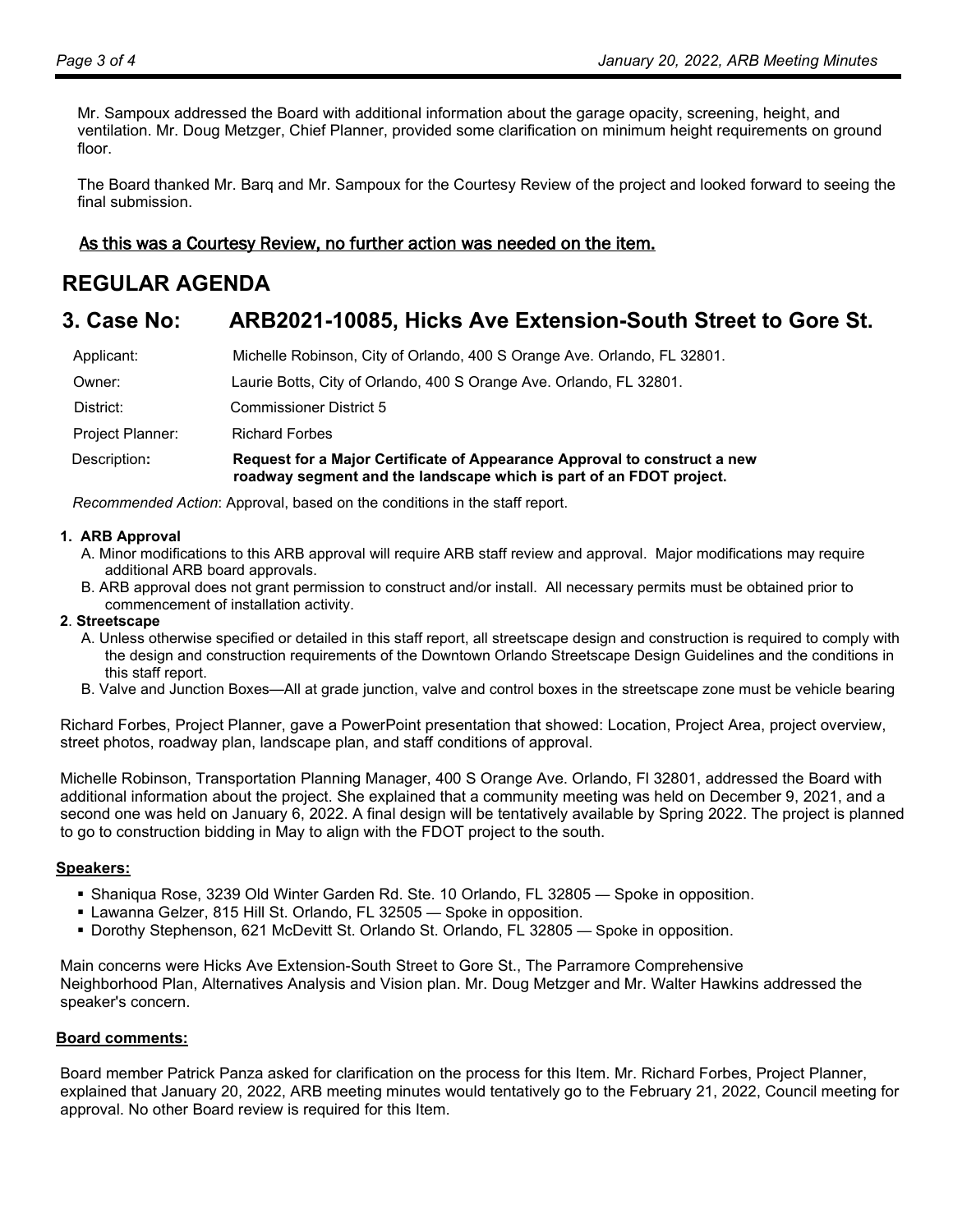Mr. Sampoux addressed the Board with additional information about the garage opacity, screening, height, and ventilation. Mr. Doug Metzger, Chief Planner, provided some clarification on minimum height requirements on ground floor.

The Board thanked Mr. Barq and Mr. Sampoux for the Courtesy Review of the project and looked forward to seeing the final submission.

<u>As this was a Courtesy Review, no further action was needed on the item.</u>

# REGULAR AGENDA

## 3. Case No: ARB2021-10085, Hicks Ave Extension-South Street to Gore St.

| | |
|---|---|
| Applicant: | Michelle Robinson, City of Orlando, 400 S Orange Ave. Orlando, FL 32801. |
| Owner: | Laurie Botts, City of Orlando, 400 S Orange Ave. Orlando, FL 32801. |
| District: | Commissioner District 5 |
| Project Planner: | Richard Forbes |
| Description: | **Request for a Major Certificate of Appearance Approval to construct a new roadway segment and the landscape which is part of an FDOT project.** |

*Recommended Action*: Approval, based on the conditions in the staff report.

**1. ARB Approval**

A. Minor modifications to this ARB approval will require ARB staff review and approval. Major modifications may require additional ARB board approvals.

B. ARB approval does not grant permission to construct and/or install. All necessary permits must be obtained prior to commencement of installation activity.

**2. Streetscape**

A. Unless otherwise specified or detailed in this staff report, all streetscape design and construction is required to comply with the design and construction requirements of the Downtown Orlando Streetscape Design Guidelines and the conditions in this staff report.

B. Valve and Junction Boxes—All at grade junction, valve and control boxes in the streetscape zone must be vehicle bearing

Richard Forbes, Project Planner, gave a PowerPoint presentation that showed: Location, Project Area, project overview, street photos, roadway plan, landscape plan, and staff conditions of approval.

Michelle Robinson, Transportation Planning Manager, 400 S Orange Ave. Orlando, Fl 32801, addressed the Board with additional information about the project. She explained that a community meeting was held on December 9, 2021, and a second one was held on January 6, 2022. A final design will be tentatively available by Spring 2022. The project is planned to go to construction bidding in May to align with the FDOT project to the south.

**<u>Speakers:</u>**

- Shaniqua Rose, 3239 Old Winter Garden Rd. Ste. 10 Orlando, FL 32805 — Spoke in opposition.
- Lawanna Gelzer, 815 Hill St. Orlando, FL 32505 — Spoke in opposition.
- Dorothy Stephenson, 621 McDevitt St. Orlando St. Orlando, FL 32805 — Spoke in opposition.

Main concerns were Hicks Ave Extension-South Street to Gore St., The Parramore Comprehensive Neighborhood Plan, Alternatives Analysis and Vision plan. Mr. Doug Metzger and Mr. Walter Hawkins addressed the speaker's concern.

**<u>Board comments:</u>**

Board member Patrick Panza asked for clarification on the process for this Item. Mr. Richard Forbes, Project Planner, explained that January 20, 2022, ARB meeting minutes would tentatively go to the February 21, 2022, Council meeting for approval. No other Board review is required for this Item.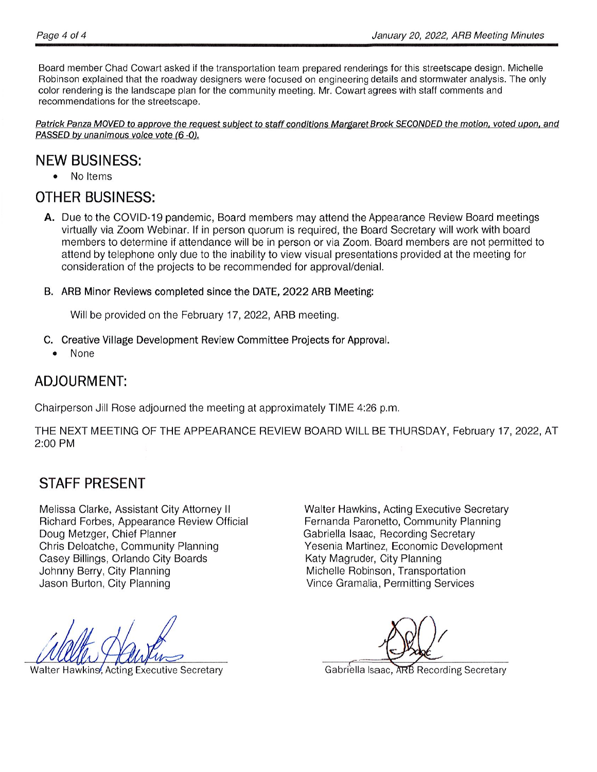Board member Chad Cowart asked if the transportation team prepared renderings for this streetscape design. Michelle Robinson explained that the roadway designers were focused on engineering details and stormwater analysis. The only color rendering is the landscape plan for the community meeting. Mr. Cowart agrees with staff comments and recommendations for the streetscape.

*Patrick Panza MOVED to approve the request subject to staff conditions Margaret Brock SECONDED the motion, voted upon, and PASSED by unanimous voice vote (6 -0).*

## NEW BUSINESS:

- No Items

## OTHER BUSINESS:

**A.** Due to the COVID-19 pandemic, Board members may attend the Appearance Review Board meetings virtually via Zoom Webinar. If in person quorum is required, the Board Secretary will work with board members to determine if attendance will be in person or via Zoom. Board members are not permitted to attend by telephone only due to the inability to view visual presentations provided at the meeting for consideration of the projects to be recommended for approval/denial.

B. ARB Minor Reviews completed since the DATE, 2022 ARB Meeting:

Will be provided on the February 17, 2022, ARB meeting.

C. Creative Village Development Review Committee Projects for Approval.

- None

## ADJOURMENT:

Chairperson Jill Rose adjourned the meeting at approximately TIME 4:26 p.m.

THE NEXT MEETING OF THE APPEARANCE REVIEW BOARD WILL BE THURSDAY, February 17, 2022, AT 2:00 PM

## STAFF PRESENT

Melissa Clarke, Assistant City Attorney II
Richard Forbes, Appearance Review Official
Doug Metzger, Chief Planner
Chris Deloatche, Community Planning
Casey Billings, Orlando City Boards
Johnny Berry, City Planning
Jason Burton, City Planning
Walter Hawkins, Acting Executive Secretary
Fernanda Paronetto, Community Planning
Gabriella Isaac, Recording Secretary
Yesenia Martinez, Economic Development
Katy Magruder, City Planning
Michelle Robinson, Transportation
Vince Gramalia, Permitting Services

Walter Hawkins, Acting Executive Secretary

Gabriella Isaac, ARB Recording Secretary